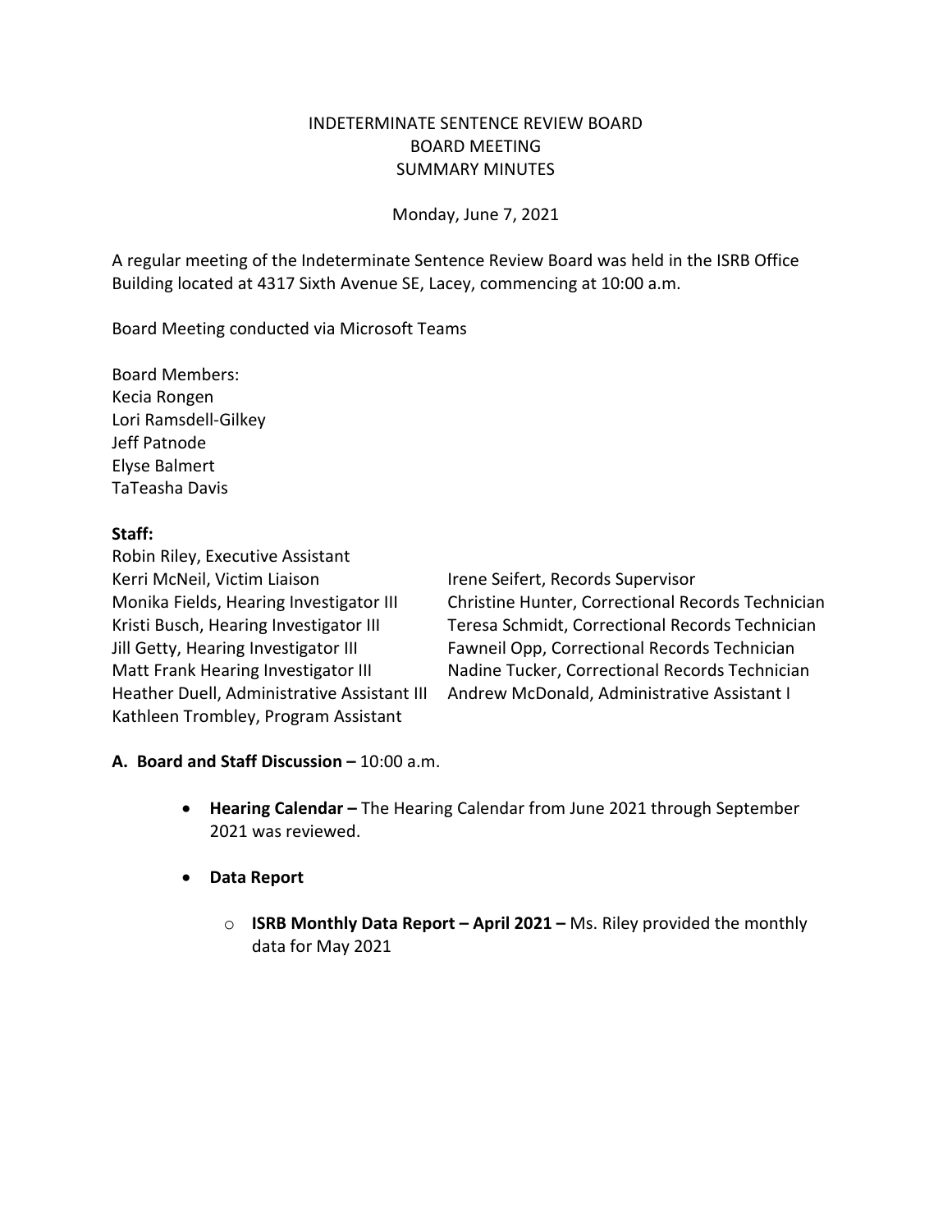# INDETERMINATE SENTENCE REVIEW BOARD
# BOARD MEETING
# SUMMARY MINUTES

Monday, June 7, 2021

A regular meeting of the Indeterminate Sentence Review Board was held in the ISRB Office Building located at 4317 Sixth Avenue SE, Lacey, commencing at 10:00 a.m.

Board Meeting conducted via Microsoft Teams

Board Members:
Kecia Rongen
Lori Ramsdell-Gilkey
Jeff Patnode
Elyse Balmert
TaTeasha Davis

**Staff:**
Robin Riley, Executive Assistant
Kerri McNeil, Victim Liaison
Monika Fields, Hearing Investigator III
Kristi Busch, Hearing Investigator III
Jill Getty, Hearing Investigator III
Matt Frank Hearing Investigator III
Heather Duell, Administrative Assistant III
Kathleen Trombley, Program Assistant
Irene Seifert, Records Supervisor
Christine Hunter, Correctional Records Technician
Teresa Schmidt, Correctional Records Technician
Fawneil Opp, Correctional Records Technician
Nadine Tucker, Correctional Records Technician
Andrew McDonald, Administrative Assistant I

**A. Board and Staff Discussion –** 10:00 a.m.

- **Hearing Calendar –** The Hearing Calendar from June 2021 through September 2021 was reviewed.
- **Data Report**
  - **ISRB Monthly Data Report – April 2021 –** Ms. Riley provided the monthly data for May 2021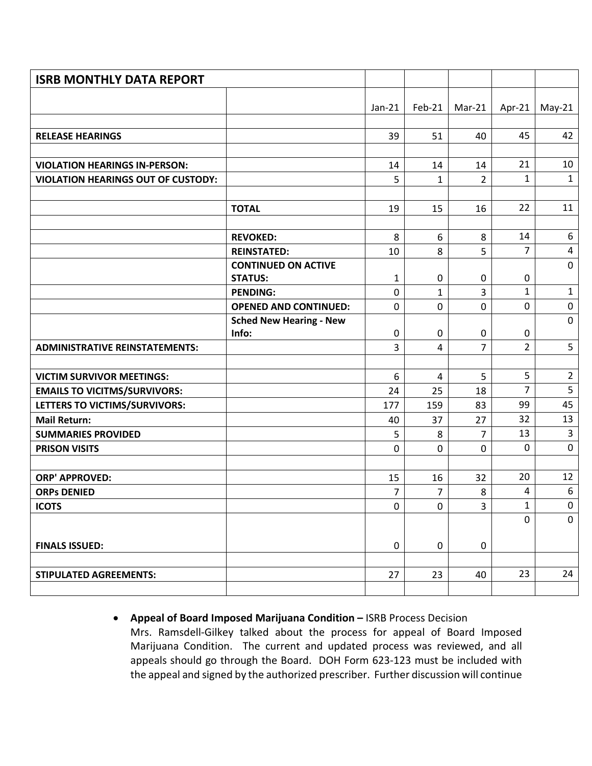| ISRB MONTHLY DATA REPORT | | | | | | |
|---|---|---|---|---|---|---|
| | | Jan-21 | Feb-21 | Mar-21 | Apr-21 | May-21 |
| | | | | | | |
| **RELEASE HEARINGS** | | 39 | 51 | 40 | 45 | 42 |
| | | | | | | |
| **VIOLATION HEARINGS IN-PERSON:** | | 14 | 14 | 14 | 21 | 10 |
| **VIOLATION HEARINGS OUT OF CUSTODY:** | | 5 | 1 | 2 | 1 | 1 |
| | | | | | | |
| | **TOTAL** | 19 | 15 | 16 | 22 | 11 |
| | | | | | | |
| | **REVOKED:** | 8 | 6 | 8 | 14 | 6 |
| | **REINSTATED:** | 10 | 8 | 5 | 7 | 4 |
| | **CONTINUED ON ACTIVE STATUS:** | 1 | 0 | 0 | 0 | 0 |
| | **PENDING:** | 0 | 1 | 3 | 1 | 1 |
| | **OPENED AND CONTINUED:** | 0 | 0 | 0 | 0 | 0 |
| | **Sched New Hearing - New Info:** | 0 | 0 | 0 | 0 | 0 |
| **ADMINISTRATIVE REINSTATEMENTS:** | | 3 | 4 | 7 | 2 | 5 |
| | | | | | | |
| **VICTIM SURVIVOR MEETINGS:** | | 6 | 4 | 5 | 5 | 2 |
| **EMAILS TO VICITMS/SURVIVORS:** | | 24 | 25 | 18 | 7 | 5 |
| **LETTERS TO VICTIMS/SURVIVORS:** | | 177 | 159 | 83 | 99 | 45 |
| **Mail Return:** | | 40 | 37 | 27 | 32 | 13 |
| **SUMMARIES PROVIDED** | | 5 | 8 | 7 | 13 | 3 |
| **PRISON VISITS** | | 0 | 0 | 0 | 0 | 0 |
| | | | | | | |
| **ORP' APPROVED:** | | 15 | 16 | 32 | 20 | 12 |
| **ORPs DENIED** | | 7 | 7 | 8 | 4 | 6 |
| **ICOTS** | | 0 | 0 | 3 | 1 | 0 |
| **FINALS ISSUED:** | | 0 | 0 | 0 | 0 | 0 |
| | | | | | | |
| **STIPULATED AGREEMENTS:** | | 27 | 23 | 40 | 23 | 24 |
| | | | | | | |

- **Appeal of Board Imposed Marijuana Condition –** ISRB Process Decision
  Mrs. Ramsdell-Gilkey talked about the process for appeal of Board Imposed Marijuana Condition. The current and updated process was reviewed, and all appeals should go through the Board. DOH Form 623-123 must be included with the appeal and signed by the authorized prescriber. Further discussion will continue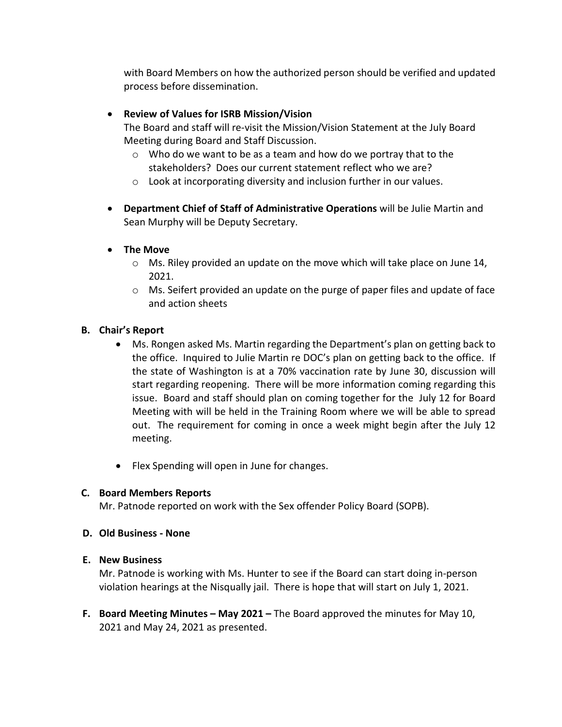with Board Members on how the authorized person should be verified and updated process before dissemination.

- **Review of Values for ISRB Mission/Vision**
  The Board and staff will re-visit the Mission/Vision Statement at the July Board Meeting during Board and Staff Discussion.
  - Who do we want to be as a team and how do we portray that to the stakeholders? Does our current statement reflect who we are?
  - Look at incorporating diversity and inclusion further in our values.

- **Department Chief of Staff of Administrative Operations** will be Julie Martin and Sean Murphy will be Deputy Secretary.

- **The Move**
  - Ms. Riley provided an update on the move which will take place on June 14, 2021.
  - Ms. Seifert provided an update on the purge of paper files and update of face and action sheets

**B. Chair's Report**

- Ms. Rongen asked Ms. Martin regarding the Department's plan on getting back to the office. Inquired to Julie Martin re DOC's plan on getting back to the office. If the state of Washington is at a 70% vaccination rate by June 30, discussion will start regarding reopening. There will be more information coming regarding this issue. Board and staff should plan on coming together for the July 12 for Board Meeting with will be held in the Training Room where we will be able to spread out. The requirement for coming in once a week might begin after the July 12 meeting.

- Flex Spending will open in June for changes.

**C. Board Members Reports**

Mr. Patnode reported on work with the Sex offender Policy Board (SOPB).

**D. Old Business - None**

**E. New Business**

Mr. Patnode is working with Ms. Hunter to see if the Board can start doing in-person violation hearings at the Nisqually jail. There is hope that will start on July 1, 2021.

**F. Board Meeting Minutes – May 2021 –** The Board approved the minutes for May 10, 2021 and May 24, 2021 as presented.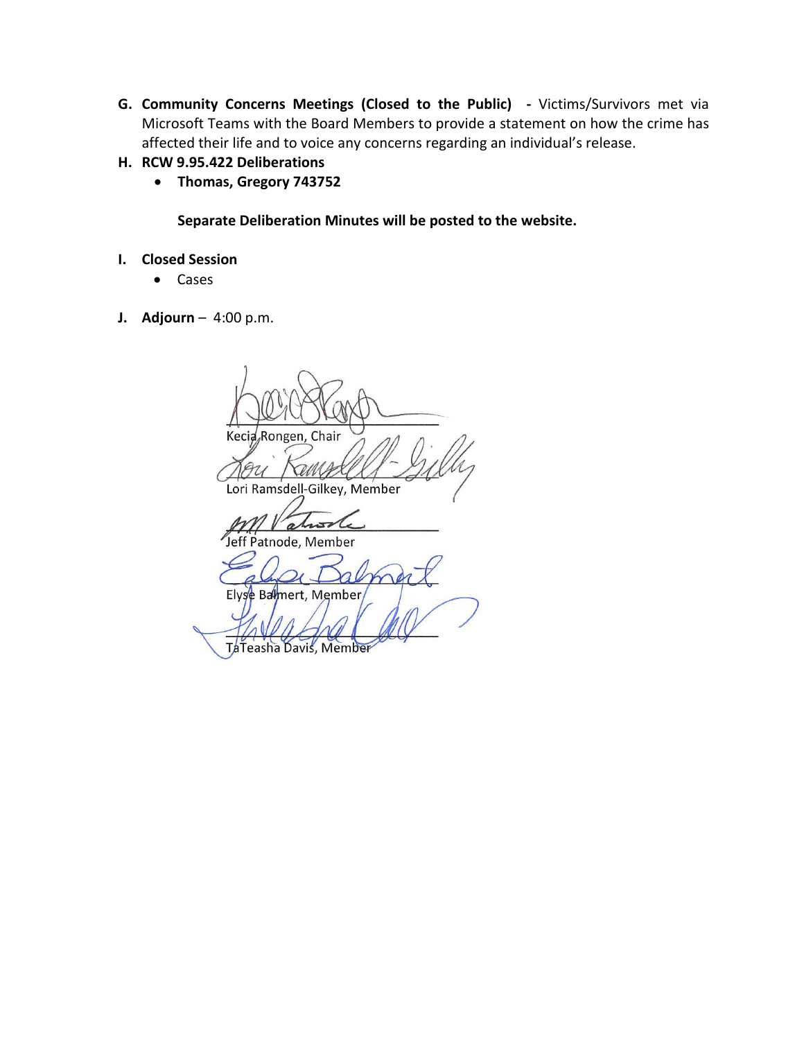**G. Community Concerns Meetings (Closed to the Public) -** Victims/Survivors met via Microsoft Teams with the Board Members to provide a statement on how the crime has affected their life and to voice any concerns regarding an individual's release.

**H. RCW 9.95.422 Deliberations**

- **Thomas, Gregory 743752**

  **Separate Deliberation Minutes will be posted to the website.**

**I. Closed Session**

- Cases

**J. Adjourn** – 4:00 p.m.

Kecia Rongen, Chair

Lori Ramsdell-Gilkey, Member

Jeff Patnode, Member

Elyse Balmert, Member

TaTeasha Davis, Member